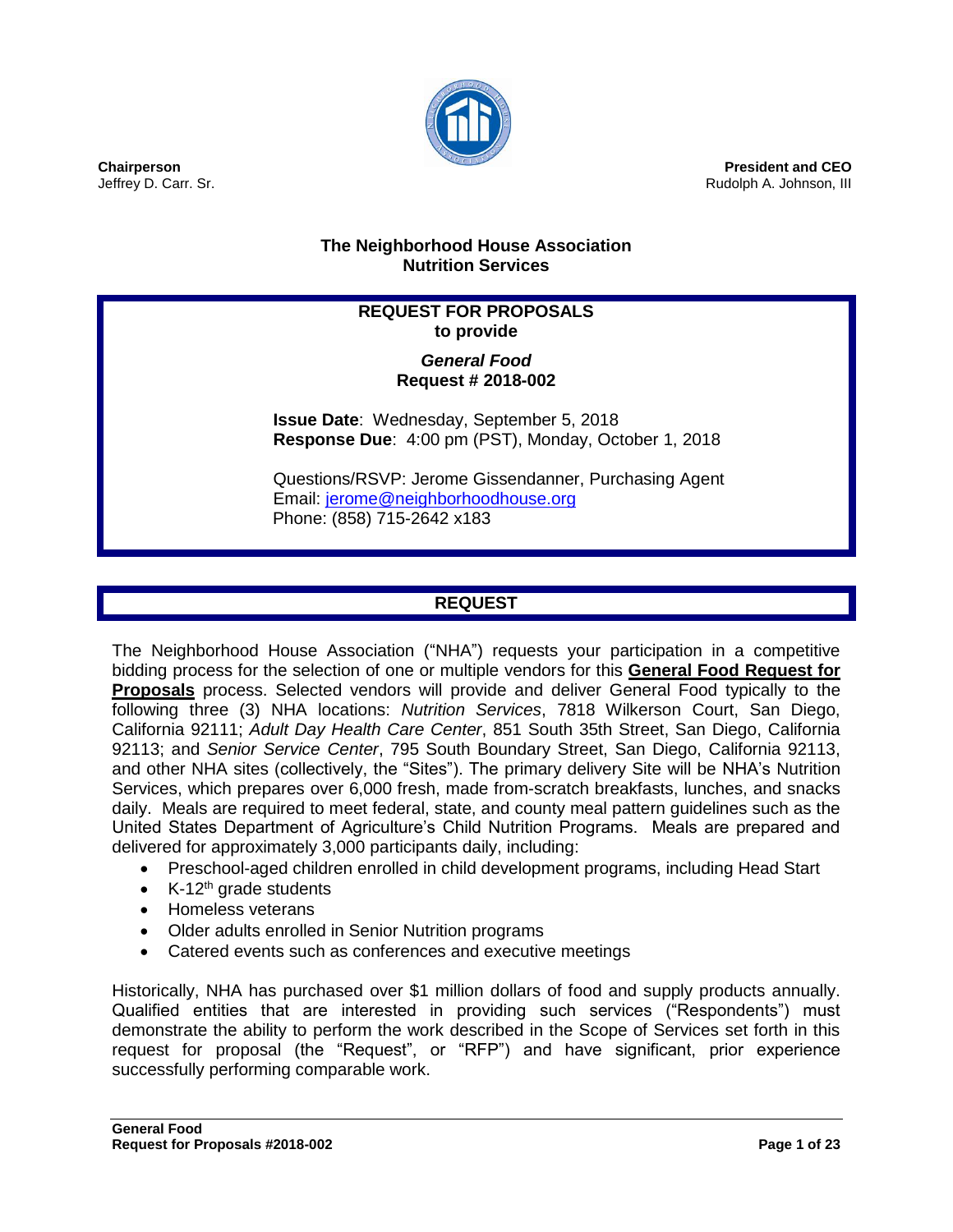**Chairperson**
Jeffrey D. Carr. Sr.

**President and CEO**
Rudolph A. Johnson, III

## The Neighborhood House Association
## Nutrition Services

**REQUEST FOR PROPOSALS**
**to provide**

***General Food***
**Request # 2018-002**

**Issue Date**: Wednesday, September 5, 2018
**Response Due**: 4:00 pm (PST), Monday, October 1, 2018

Questions/RSVP: Jerome Gissendanner, Purchasing Agent
Email: jerome@neighborhoodhouse.org
Phone: (858) 715-2642 x183

## REQUEST

The Neighborhood House Association ("NHA") requests your participation in a competitive bidding process for the selection of one or multiple vendors for this **General Food Request for Proposals** process. Selected vendors will provide and deliver General Food typically to the following three (3) NHA locations: *Nutrition Services*, 7818 Wilkerson Court, San Diego, California 92111; *Adult Day Health Care Center*, 851 South 35th Street, San Diego, California 92113; and *Senior Service Center*, 795 South Boundary Street, San Diego, California 92113, and other NHA sites (collectively, the "Sites"). The primary delivery Site will be NHA's Nutrition Services, which prepares over 6,000 fresh, made from-scratch breakfasts, lunches, and snacks daily. Meals are required to meet federal, state, and county meal pattern guidelines such as the United States Department of Agriculture's Child Nutrition Programs. Meals are prepared and delivered for approximately 3,000 participants daily, including:

- Preschool-aged children enrolled in child development programs, including Head Start
- K-12th grade students
- Homeless veterans
- Older adults enrolled in Senior Nutrition programs
- Catered events such as conferences and executive meetings

Historically, NHA has purchased over $1 million dollars of food and supply products annually. Qualified entities that are interested in providing such services ("Respondents") must demonstrate the ability to perform the work described in the Scope of Services set forth in this request for proposal (the "Request", or "RFP") and have significant, prior experience successfully performing comparable work.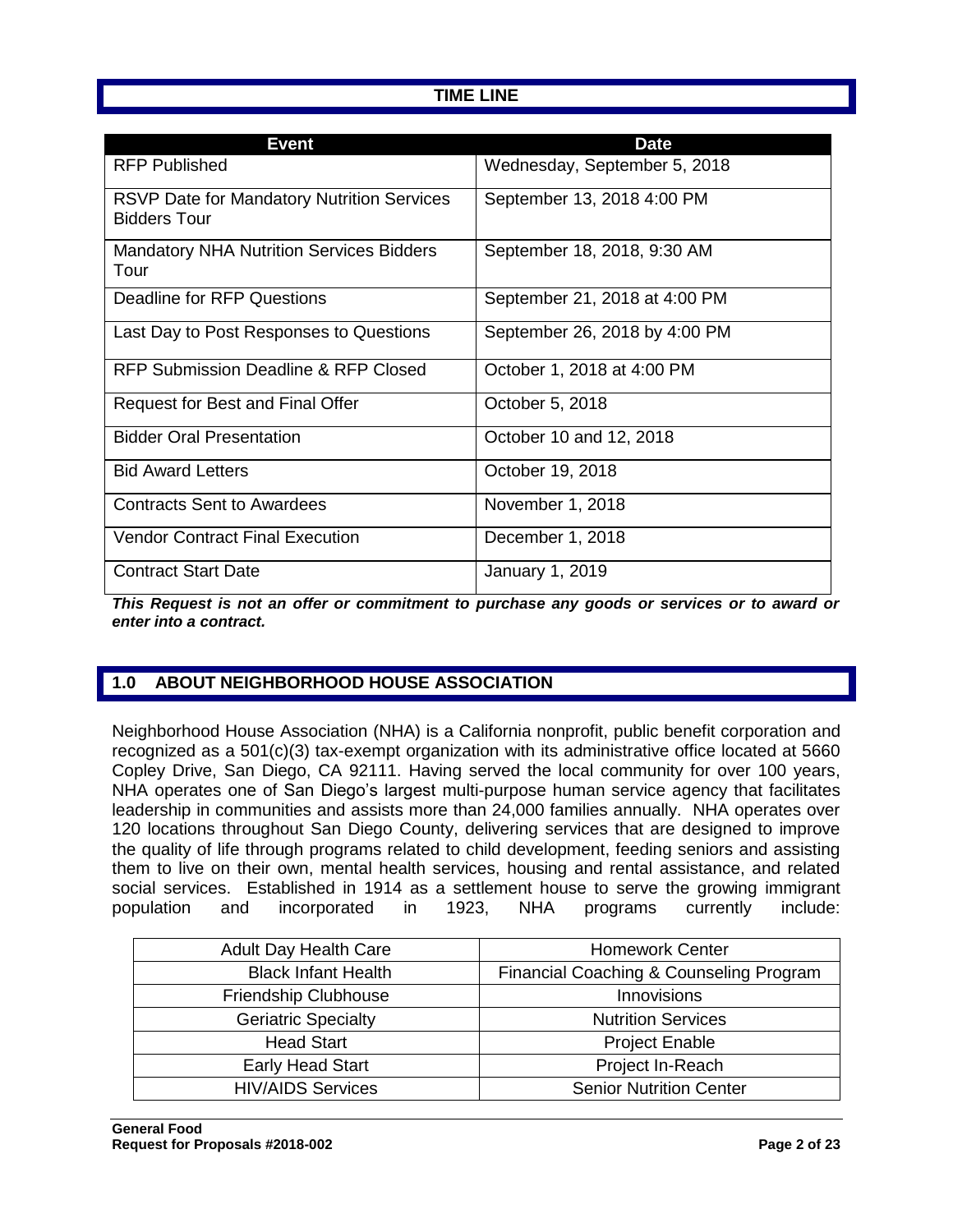## TIME LINE

| Event | Date |
| --- | --- |
| RFP Published | Wednesday, September 5, 2018 |
| RSVP Date for Mandatory Nutrition Services Bidders Tour | September 13, 2018 4:00 PM |
| Mandatory NHA Nutrition Services Bidders Tour | September 18, 2018, 9:30 AM |
| Deadline for RFP Questions | September 21, 2018 at 4:00 PM |
| Last Day to Post Responses to Questions | September 26, 2018 by 4:00 PM |
| RFP Submission Deadline & RFP Closed | October 1, 2018 at 4:00 PM |
| Request for Best and Final Offer | October 5, 2018 |
| Bidder Oral Presentation | October 10 and 12, 2018 |
| Bid Award Letters | October 19, 2018 |
| Contracts Sent to Awardees | November 1, 2018 |
| Vendor Contract Final Execution | December 1, 2018 |
| Contract Start Date | January 1, 2019 |

***This Request is not an offer or commitment to purchase any goods or services or to award or enter into a contract.***

## 1.0 ABOUT NEIGHBORHOOD HOUSE ASSOCIATION

Neighborhood House Association (NHA) is a California nonprofit, public benefit corporation and recognized as a 501(c)(3) tax-exempt organization with its administrative office located at 5660 Copley Drive, San Diego, CA 92111. Having served the local community for over 100 years, NHA operates one of San Diego's largest multi-purpose human service agency that facilitates leadership in communities and assists more than 24,000 families annually. NHA operates over 120 locations throughout San Diego County, delivering services that are designed to improve the quality of life through programs related to child development, feeding seniors and assisting them to live on their own, mental health services, housing and rental assistance, and related social services. Established in 1914 as a settlement house to serve the growing immigrant population and incorporated in 1923, NHA programs currently include:

| | |
| --- | --- |
| Adult Day Health Care | Homework Center |
| Black Infant Health | Financial Coaching & Counseling Program |
| Friendship Clubhouse | Innovisions |
| Geriatric Specialty | Nutrition Services |
| Head Start | Project Enable |
| Early Head Start | Project In-Reach |
| HIV/AIDS Services | Senior Nutrition Center |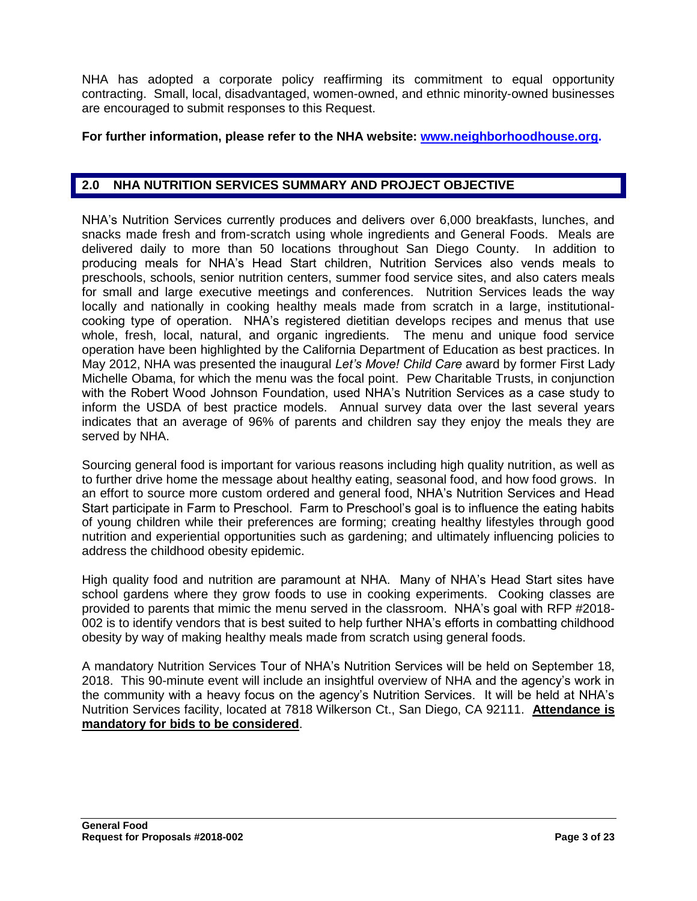NHA has adopted a corporate policy reaffirming its commitment to equal opportunity contracting. Small, local, disadvantaged, women-owned, and ethnic minority-owned businesses are encouraged to submit responses to this Request.

**For further information, please refer to the NHA website: [www.neighborhoodhouse.org](http://www.neighborhoodhouse.org).**

## 2.0 NHA NUTRITION SERVICES SUMMARY AND PROJECT OBJECTIVE

NHA's Nutrition Services currently produces and delivers over 6,000 breakfasts, lunches, and snacks made fresh and from-scratch using whole ingredients and General Foods. Meals are delivered daily to more than 50 locations throughout San Diego County. In addition to producing meals for NHA's Head Start children, Nutrition Services also vends meals to preschools, schools, senior nutrition centers, summer food service sites, and also caters meals for small and large executive meetings and conferences. Nutrition Services leads the way locally and nationally in cooking healthy meals made from scratch in a large, institutional-cooking type of operation. NHA's registered dietitian develops recipes and menus that use whole, fresh, local, natural, and organic ingredients. The menu and unique food service operation have been highlighted by the California Department of Education as best practices. In May 2012, NHA was presented the inaugural *Let's Move! Child Care* award by former First Lady Michelle Obama, for which the menu was the focal point. Pew Charitable Trusts, in conjunction with the Robert Wood Johnson Foundation, used NHA's Nutrition Services as a case study to inform the USDA of best practice models. Annual survey data over the last several years indicates that an average of 96% of parents and children say they enjoy the meals they are served by NHA.

Sourcing general food is important for various reasons including high quality nutrition, as well as to further drive home the message about healthy eating, seasonal food, and how food grows. In an effort to source more custom ordered and general food, NHA's Nutrition Services and Head Start participate in Farm to Preschool. Farm to Preschool's goal is to influence the eating habits of young children while their preferences are forming; creating healthy lifestyles through good nutrition and experiential opportunities such as gardening; and ultimately influencing policies to address the childhood obesity epidemic.

High quality food and nutrition are paramount at NHA. Many of NHA's Head Start sites have school gardens where they grow foods to use in cooking experiments. Cooking classes are provided to parents that mimic the menu served in the classroom. NHA's goal with RFP #2018-002 is to identify vendors that is best suited to help further NHA's efforts in combatting childhood obesity by way of making healthy meals made from scratch using general foods.

A mandatory Nutrition Services Tour of NHA's Nutrition Services will be held on September 18, 2018. This 90-minute event will include an insightful overview of NHA and the agency's work in the community with a heavy focus on the agency's Nutrition Services. It will be held at NHA's Nutrition Services facility, located at 7818 Wilkerson Ct., San Diego, CA 92111. **<u>Attendance is mandatory for bids to be considered</u>**.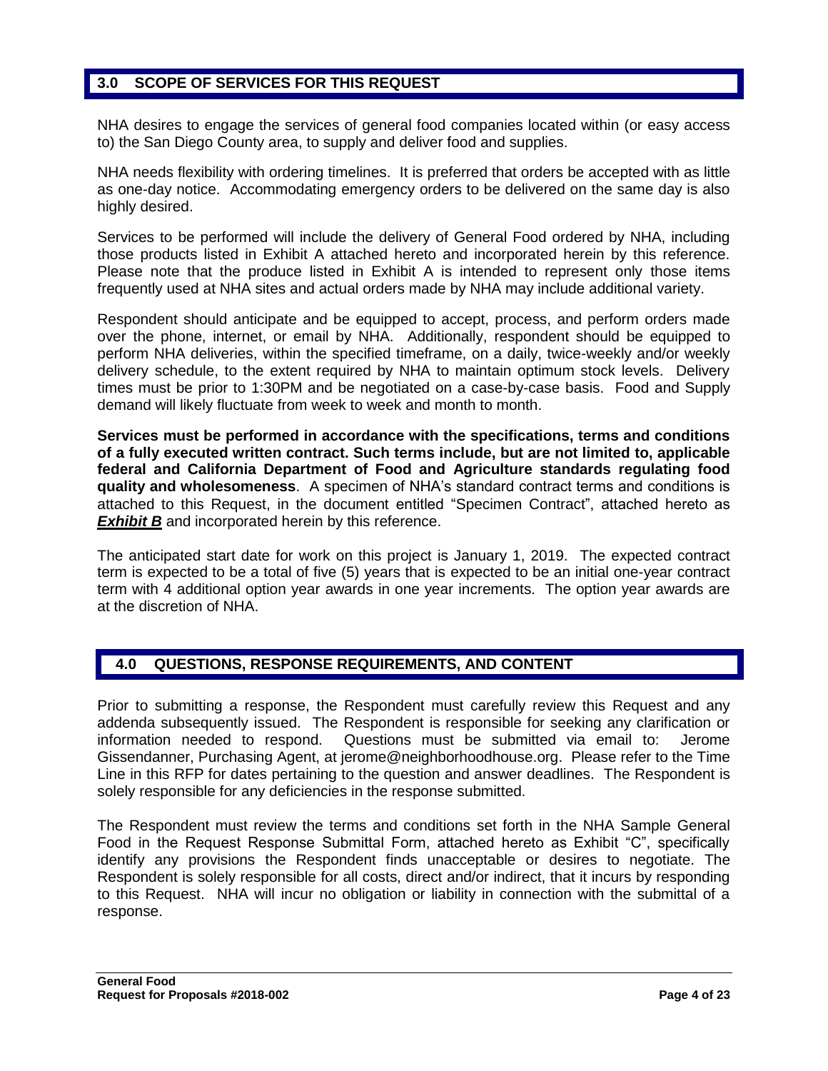## 3.0 SCOPE OF SERVICES FOR THIS REQUEST

NHA desires to engage the services of general food companies located within (or easy access to) the San Diego County area, to supply and deliver food and supplies.

NHA needs flexibility with ordering timelines. It is preferred that orders be accepted with as little as one-day notice. Accommodating emergency orders to be delivered on the same day is also highly desired.

Services to be performed will include the delivery of General Food ordered by NHA, including those products listed in Exhibit A attached hereto and incorporated herein by this reference. Please note that the produce listed in Exhibit A is intended to represent only those items frequently used at NHA sites and actual orders made by NHA may include additional variety.

Respondent should anticipate and be equipped to accept, process, and perform orders made over the phone, internet, or email by NHA. Additionally, respondent should be equipped to perform NHA deliveries, within the specified timeframe, on a daily, twice-weekly and/or weekly delivery schedule, to the extent required by NHA to maintain optimum stock levels. Delivery times must be prior to 1:30PM and be negotiated on a case-by-case basis. Food and Supply demand will likely fluctuate from week to week and month to month.

**Services must be performed in accordance with the specifications, terms and conditions of a fully executed written contract. Such terms include, but are not limited to, applicable federal and California Department of Food and Agriculture standards regulating food quality and wholesomeness**. A specimen of NHA's standard contract terms and conditions is attached to this Request, in the document entitled "Specimen Contract", attached hereto as ***Exhibit B*** and incorporated herein by this reference.

The anticipated start date for work on this project is January 1, 2019. The expected contract term is expected to be a total of five (5) years that is expected to be an initial one-year contract term with 4 additional option year awards in one year increments. The option year awards are at the discretion of NHA.

## 4.0 QUESTIONS, RESPONSE REQUIREMENTS, AND CONTENT

Prior to submitting a response, the Respondent must carefully review this Request and any addenda subsequently issued. The Respondent is responsible for seeking any clarification or information needed to respond. Questions must be submitted via email to: Jerome Gissendanner, Purchasing Agent, at jerome@neighborhoodhouse.org. Please refer to the Time Line in this RFP for dates pertaining to the question and answer deadlines. The Respondent is solely responsible for any deficiencies in the response submitted.

The Respondent must review the terms and conditions set forth in the NHA Sample General Food in the Request Response Submittal Form, attached hereto as Exhibit "C", specifically identify any provisions the Respondent finds unacceptable or desires to negotiate. The Respondent is solely responsible for all costs, direct and/or indirect, that it incurs by responding to this Request. NHA will incur no obligation or liability in connection with the submittal of a response.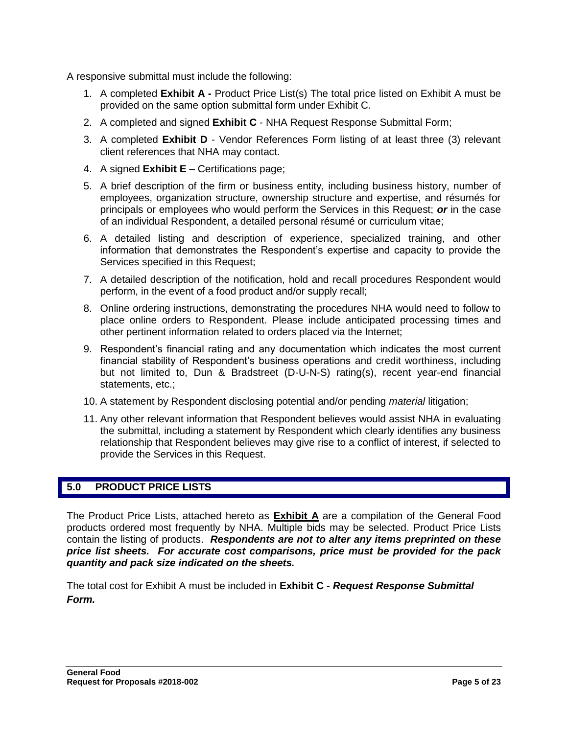A responsive submittal must include the following:

1. A completed **Exhibit A -** Product Price List(s) The total price listed on Exhibit A must be provided on the same option submittal form under Exhibit C.
2. A completed and signed **Exhibit C** - NHA Request Response Submittal Form;
3. A completed **Exhibit D** - Vendor References Form listing of at least three (3) relevant client references that NHA may contact.
4. A signed **Exhibit E** – Certifications page;
5. A brief description of the firm or business entity, including business history, number of employees, organization structure, ownership structure and expertise, and résumés for principals or employees who would perform the Services in this Request; ***or*** in the case of an individual Respondent, a detailed personal résumé or curriculum vitae;
6. A detailed listing and description of experience, specialized training, and other information that demonstrates the Respondent's expertise and capacity to provide the Services specified in this Request;
7. A detailed description of the notification, hold and recall procedures Respondent would perform, in the event of a food product and/or supply recall;
8. Online ordering instructions, demonstrating the procedures NHA would need to follow to place online orders to Respondent. Please include anticipated processing times and other pertinent information related to orders placed via the Internet;
9. Respondent's financial rating and any documentation which indicates the most current financial stability of Respondent's business operations and credit worthiness, including but not limited to, Dun & Bradstreet (D-U-N-S) rating(s), recent year-end financial statements, etc.;
10. A statement by Respondent disclosing potential and/or pending *material* litigation;
11. Any other relevant information that Respondent believes would assist NHA in evaluating the submittal, including a statement by Respondent which clearly identifies any business relationship that Respondent believes may give rise to a conflict of interest, if selected to provide the Services in this Request.

## 5.0 PRODUCT PRICE LISTS

The Product Price Lists, attached hereto as **Exhibit A** are a compilation of the General Food products ordered most frequently by NHA. Multiple bids may be selected. Product Price Lists contain the listing of products. ***Respondents are not to alter any items preprinted on these price list sheets. For accurate cost comparisons, price must be provided for the pack quantity and pack size indicated on the sheets.***

The total cost for Exhibit A must be included in **Exhibit C -** ***Request Response Submittal Form.***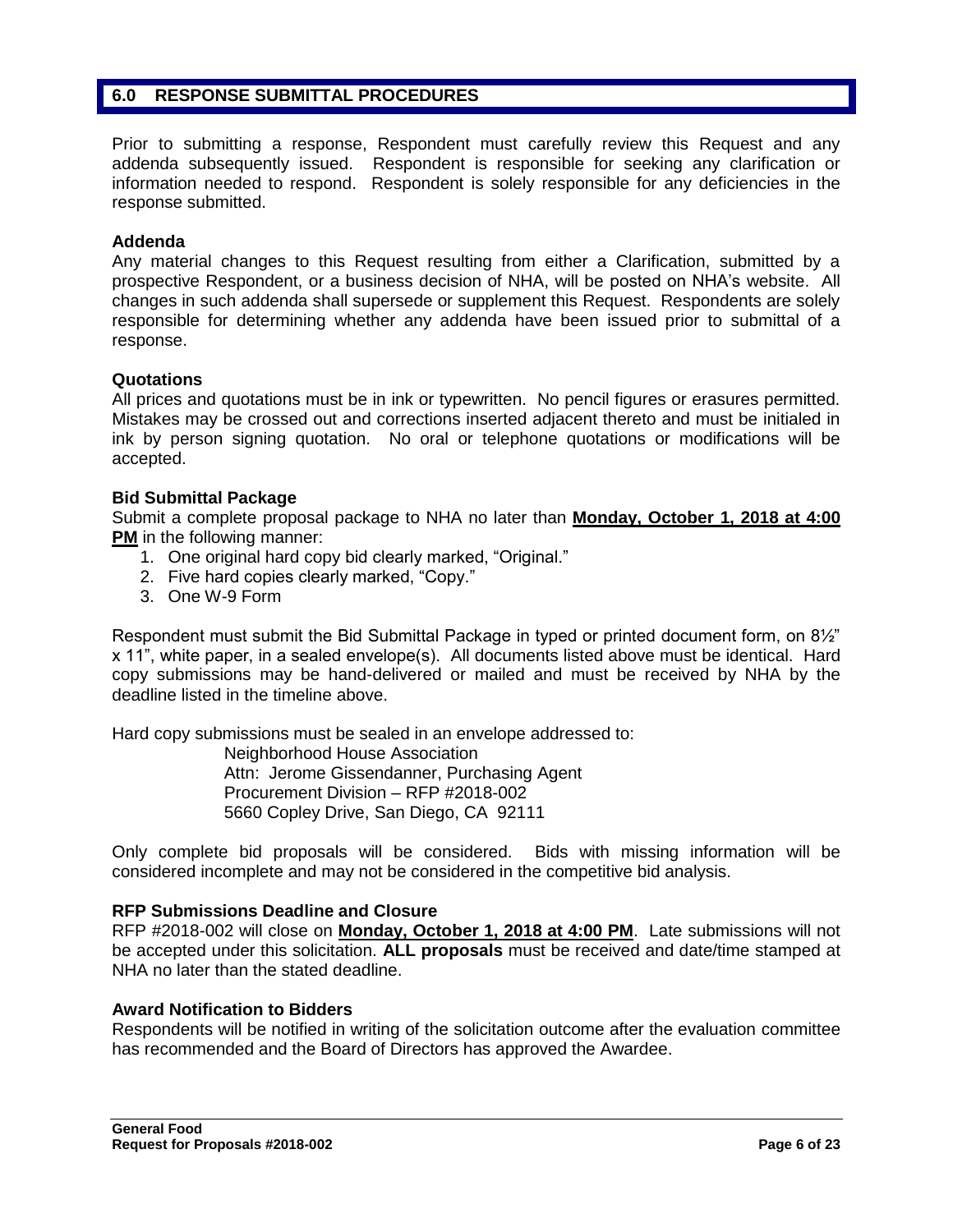## 6.0 RESPONSE SUBMITTAL PROCEDURES

Prior to submitting a response, Respondent must carefully review this Request and any addenda subsequently issued. Respondent is responsible for seeking any clarification or information needed to respond. Respondent is solely responsible for any deficiencies in the response submitted.

### Addenda

Any material changes to this Request resulting from either a Clarification, submitted by a prospective Respondent, or a business decision of NHA, will be posted on NHA's website. All changes in such addenda shall supersede or supplement this Request. Respondents are solely responsible for determining whether any addenda have been issued prior to submittal of a response.

### Quotations

All prices and quotations must be in ink or typewritten. No pencil figures or erasures permitted. Mistakes may be crossed out and corrections inserted adjacent thereto and must be initialed in ink by person signing quotation. No oral or telephone quotations or modifications will be accepted.

### Bid Submittal Package

Submit a complete proposal package to NHA no later than **Monday, October 1, 2018 at 4:00 PM** in the following manner:

1. One original hard copy bid clearly marked, "Original."
2. Five hard copies clearly marked, "Copy."
3. One W-9 Form

Respondent must submit the Bid Submittal Package in typed or printed document form, on 8½" x 11", white paper, in a sealed envelope(s). All documents listed above must be identical. Hard copy submissions may be hand-delivered or mailed and must be received by NHA by the deadline listed in the timeline above.

Hard copy submissions must be sealed in an envelope addressed to:

Neighborhood House Association
Attn: Jerome Gissendanner, Purchasing Agent
Procurement Division – RFP #2018-002
5660 Copley Drive, San Diego, CA 92111

Only complete bid proposals will be considered. Bids with missing information will be considered incomplete and may not be considered in the competitive bid analysis.

### RFP Submissions Deadline and Closure

RFP #2018-002 will close on **Monday, October 1, 2018 at 4:00 PM**. Late submissions will not be accepted under this solicitation. **ALL proposals** must be received and date/time stamped at NHA no later than the stated deadline.

### Award Notification to Bidders

Respondents will be notified in writing of the solicitation outcome after the evaluation committee has recommended and the Board of Directors has approved the Awardee.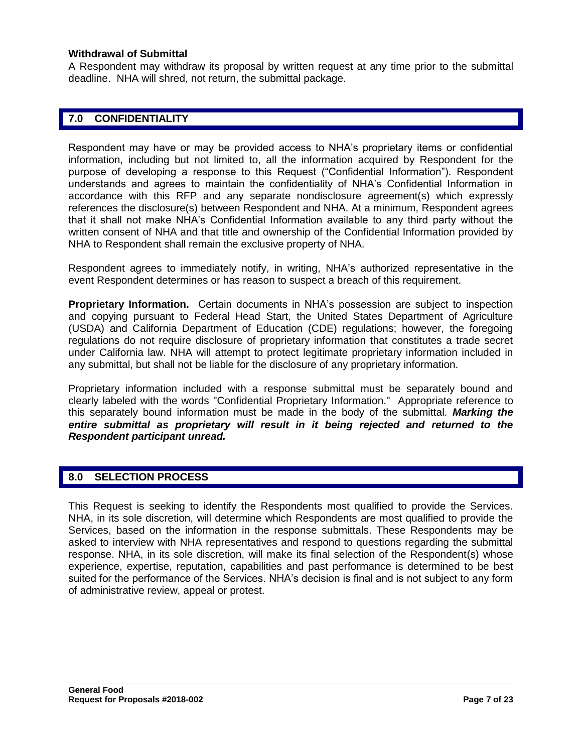**Withdrawal of Submittal**

A Respondent may withdraw its proposal by written request at any time prior to the submittal deadline. NHA will shred, not return, the submittal package.

## 7.0 CONFIDENTIALITY

Respondent may have or may be provided access to NHA's proprietary items or confidential information, including but not limited to, all the information acquired by Respondent for the purpose of developing a response to this Request ("Confidential Information"). Respondent understands and agrees to maintain the confidentiality of NHA's Confidential Information in accordance with this RFP and any separate nondisclosure agreement(s) which expressly references the disclosure(s) between Respondent and NHA. At a minimum, Respondent agrees that it shall not make NHA's Confidential Information available to any third party without the written consent of NHA and that title and ownership of the Confidential Information provided by NHA to Respondent shall remain the exclusive property of NHA.

Respondent agrees to immediately notify, in writing, NHA's authorized representative in the event Respondent determines or has reason to suspect a breach of this requirement.

**Proprietary Information.** Certain documents in NHA's possession are subject to inspection and copying pursuant to Federal Head Start, the United States Department of Agriculture (USDA) and California Department of Education (CDE) regulations; however, the foregoing regulations do not require disclosure of proprietary information that constitutes a trade secret under California law. NHA will attempt to protect legitimate proprietary information included in any submittal, but shall not be liable for the disclosure of any proprietary information.

Proprietary information included with a response submittal must be separately bound and clearly labeled with the words "Confidential Proprietary Information." Appropriate reference to this separately bound information must be made in the body of the submittal. ***Marking the entire submittal as proprietary will result in it being rejected and returned to the Respondent participant unread.***

## 8.0 SELECTION PROCESS

This Request is seeking to identify the Respondents most qualified to provide the Services. NHA, in its sole discretion, will determine which Respondents are most qualified to provide the Services, based on the information in the response submittals. These Respondents may be asked to interview with NHA representatives and respond to questions regarding the submittal response. NHA, in its sole discretion, will make its final selection of the Respondent(s) whose experience, expertise, reputation, capabilities and past performance is determined to be best suited for the performance of the Services. NHA's decision is final and is not subject to any form of administrative review, appeal or protest.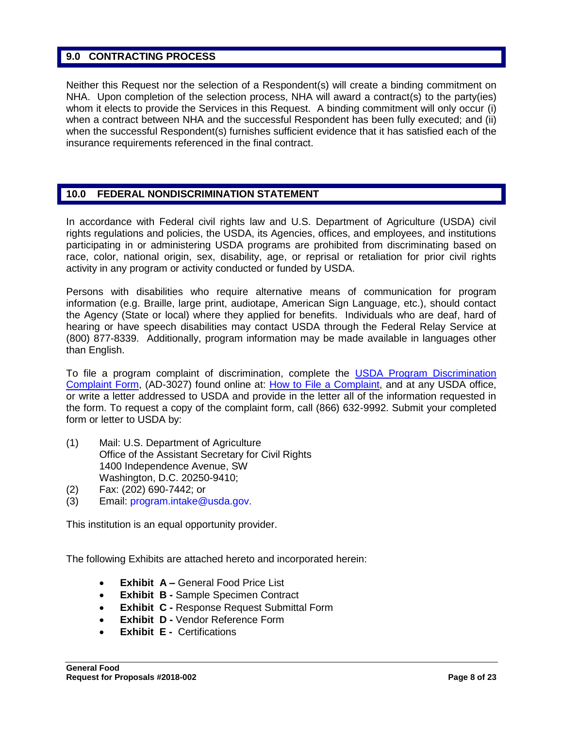## 9.0 CONTRACTING PROCESS

Neither this Request nor the selection of a Respondent(s) will create a binding commitment on NHA. Upon completion of the selection process, NHA will award a contract(s) to the party(ies) whom it elects to provide the Services in this Request. A binding commitment will only occur (i) when a contract between NHA and the successful Respondent has been fully executed; and (ii) when the successful Respondent(s) furnishes sufficient evidence that it has satisfied each of the insurance requirements referenced in the final contract.

## 10.0 FEDERAL NONDISCRIMINATION STATEMENT

In accordance with Federal civil rights law and U.S. Department of Agriculture (USDA) civil rights regulations and policies, the USDA, its Agencies, offices, and employees, and institutions participating in or administering USDA programs are prohibited from discriminating based on race, color, national origin, sex, disability, age, or reprisal or retaliation for prior civil rights activity in any program or activity conducted or funded by USDA.

Persons with disabilities who require alternative means of communication for program information (e.g. Braille, large print, audiotape, American Sign Language, etc.), should contact the Agency (State or local) where they applied for benefits. Individuals who are deaf, hard of hearing or have speech disabilities may contact USDA through the Federal Relay Service at (800) 877-8339. Additionally, program information may be made available in languages other than English.

To file a program complaint of discrimination, complete the USDA Program Discrimination Complaint Form, (AD-3027) found online at: How to File a Complaint, and at any USDA office, or write a letter addressed to USDA and provide in the letter all of the information requested in the form. To request a copy of the complaint form, call (866) 632-9992. Submit your completed form or letter to USDA by:

(1) Mail: U.S. Department of Agriculture
Office of the Assistant Secretary for Civil Rights
1400 Independence Avenue, SW
Washington, D.C. 20250-9410;

(2) Fax: (202) 690-7442; or

(3) Email: program.intake@usda.gov.

This institution is an equal opportunity provider.

The following Exhibits are attached hereto and incorporated herein:

- **Exhibit A –** General Food Price List
- **Exhibit B -** Sample Specimen Contract
- **Exhibit C -** Response Request Submittal Form
- **Exhibit D -** Vendor Reference Form
- **Exhibit E -** Certifications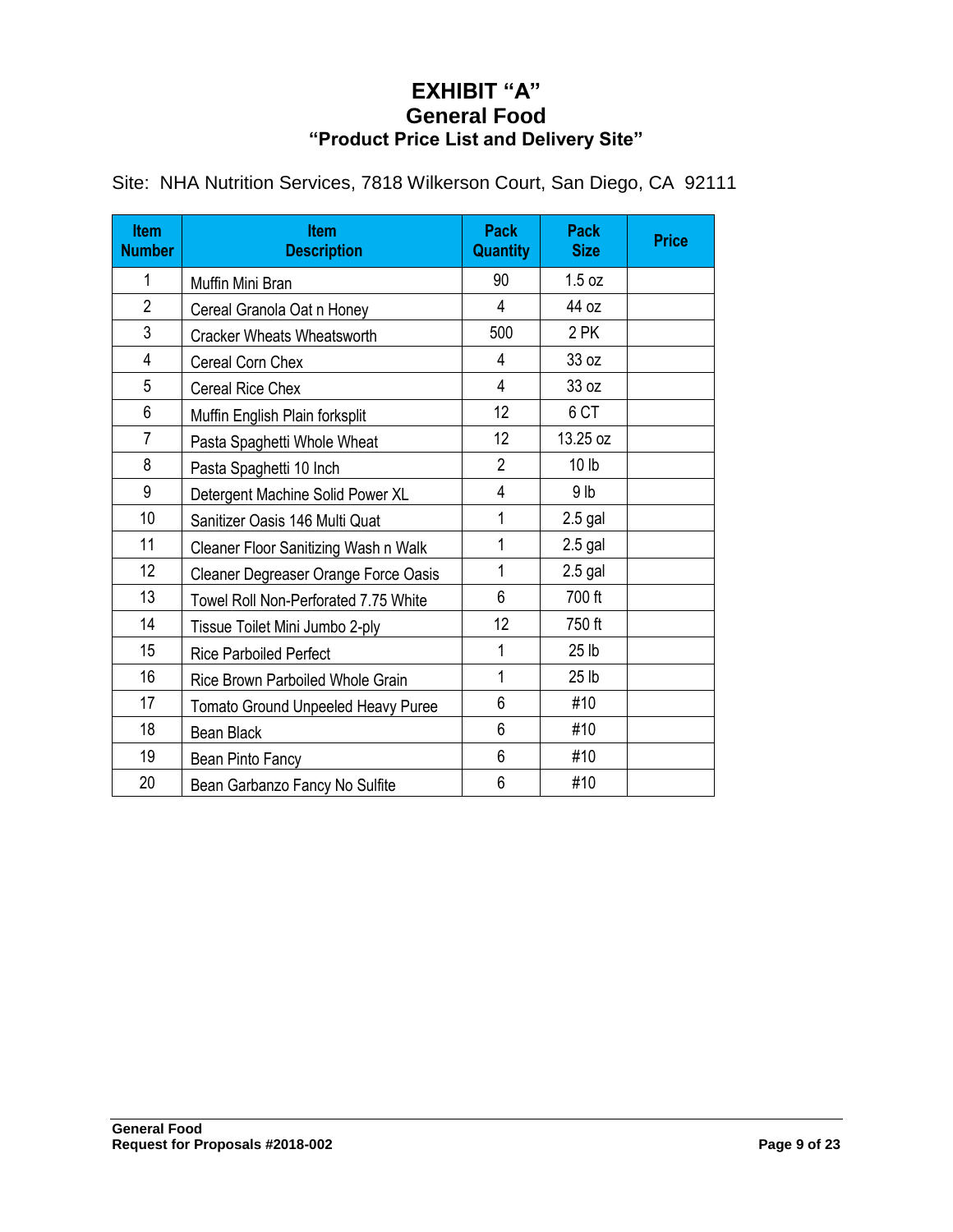# EXHIBIT "A"
## General Food
### "Product Price List and Delivery Site"

Site: NHA Nutrition Services, 7818 Wilkerson Court, San Diego, CA 92111

| Item Number | Item Description | Pack Quantity | Pack Size | Price |
|---|---|---|---|---|
| 1 | Muffin Mini Bran | 90 | 1.5 oz | |
| 2 | Cereal Granola Oat n Honey | 4 | 44 oz | |
| 3 | Cracker Wheats Wheatsworth | 500 | 2 PK | |
| 4 | Cereal Corn Chex | 4 | 33 oz | |
| 5 | Cereal Rice Chex | 4 | 33 oz | |
| 6 | Muffin English Plain forksplit | 12 | 6 CT | |
| 7 | Pasta Spaghetti Whole Wheat | 12 | 13.25 oz | |
| 8 | Pasta Spaghetti 10 Inch | 2 | 10 lb | |
| 9 | Detergent Machine Solid Power XL | 4 | 9 lb | |
| 10 | Sanitizer Oasis 146 Multi Quat | 1 | 2.5 gal | |
| 11 | Cleaner Floor Sanitizing Wash n Walk | 1 | 2.5 gal | |
| 12 | Cleaner Degreaser Orange Force Oasis | 1 | 2.5 gal | |
| 13 | Towel Roll Non-Perforated 7.75 White | 6 | 700 ft | |
| 14 | Tissue Toilet Mini Jumbo 2-ply | 12 | 750 ft | |
| 15 | Rice Parboiled Perfect | 1 | 25 lb | |
| 16 | Rice Brown Parboiled Whole Grain | 1 | 25 lb | |
| 17 | Tomato Ground Unpeeled Heavy Puree | 6 | #10 | |
| 18 | Bean Black | 6 | #10 | |
| 19 | Bean Pinto Fancy | 6 | #10 | |
| 20 | Bean Garbanzo Fancy No Sulfite | 6 | #10 | |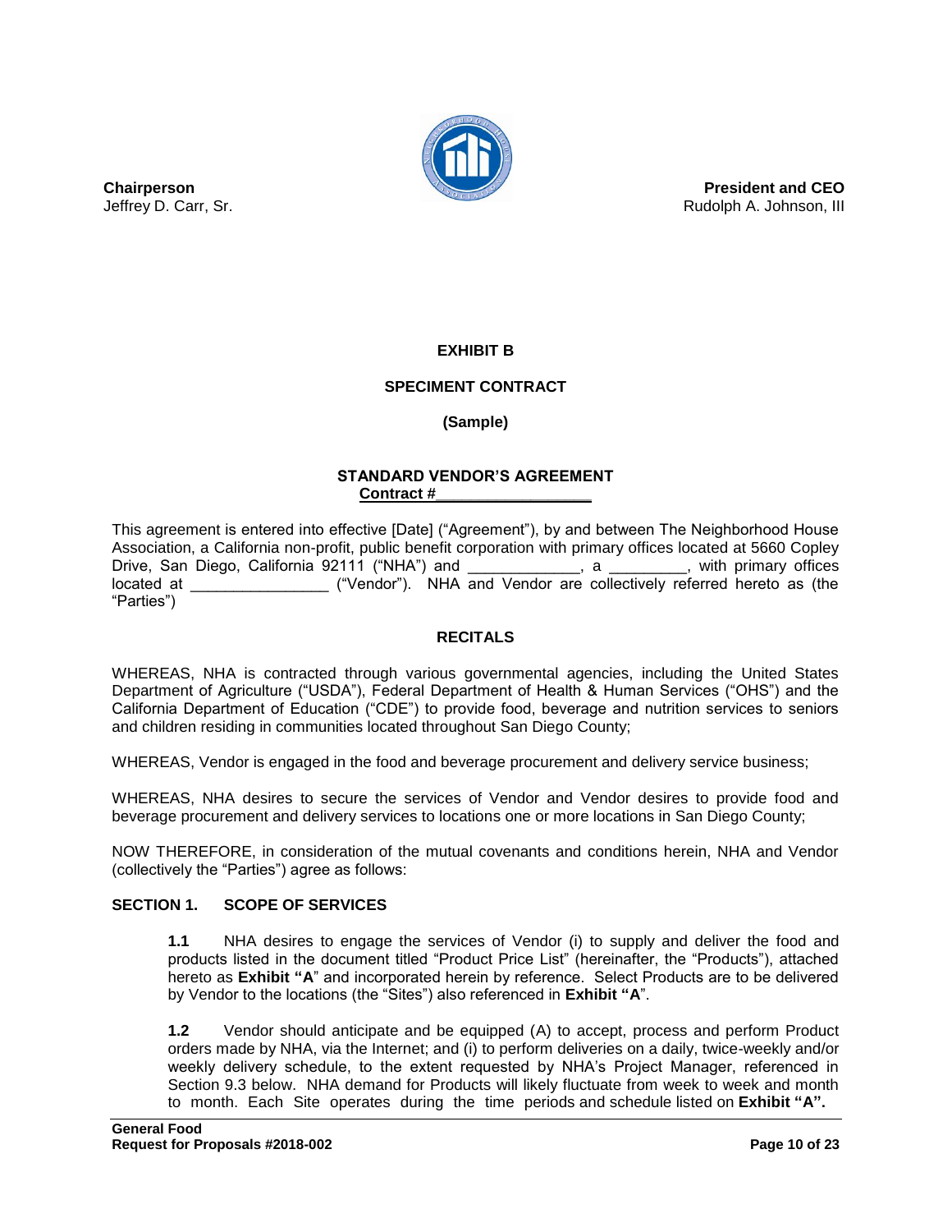**Chairperson**
Jeffrey D. Carr, Sr.

**President and CEO**
Rudolph A. Johnson, III

**EXHIBIT B**

**SPECIMENT CONTRACT**

**(Sample)**

**STANDARD VENDOR'S AGREEMENT**
**Contract #\_\_\_\_\_\_\_\_\_\_\_\_\_\_\_\_\_\_**

This agreement is entered into effective [Date] ("Agreement"), by and between The Neighborhood House Association, a California non-profit, public benefit corporation with primary offices located at 5660 Copley Drive, San Diego, California 92111 ("NHA") and \_\_\_\_\_\_\_\_\_\_\_\_\_, a \_\_\_\_\_\_\_\_\_, with primary offices located at \_\_\_\_\_\_\_\_\_\_\_\_\_\_\_\_ ("Vendor"). NHA and Vendor are collectively referred hereto as (the "Parties")

**RECITALS**

WHEREAS, NHA is contracted through various governmental agencies, including the United States Department of Agriculture ("USDA"), Federal Department of Health & Human Services ("OHS") and the California Department of Education ("CDE") to provide food, beverage and nutrition services to seniors and children residing in communities located throughout San Diego County;

WHEREAS, Vendor is engaged in the food and beverage procurement and delivery service business;

WHEREAS, NHA desires to secure the services of Vendor and Vendor desires to provide food and beverage procurement and delivery services to locations one or more locations in San Diego County;

NOW THEREFORE, in consideration of the mutual covenants and conditions herein, NHA and Vendor (collectively the "Parties") agree as follows:

**SECTION 1. SCOPE OF SERVICES**

**1.1** NHA desires to engage the services of Vendor (i) to supply and deliver the food and products listed in the document titled "Product Price List" (hereinafter, the "Products"), attached hereto as **Exhibit "A**" and incorporated herein by reference. Select Products are to be delivered by Vendor to the locations (the "Sites") also referenced in **Exhibit "A**".

**1.2** Vendor should anticipate and be equipped (A) to accept, process and perform Product orders made by NHA, via the Internet; and (i) to perform deliveries on a daily, twice-weekly and/or weekly delivery schedule, to the extent requested by NHA's Project Manager, referenced in Section 9.3 below. NHA demand for Products will likely fluctuate from week to week and month to month. Each Site operates during the time periods and schedule listed on **Exhibit "A".**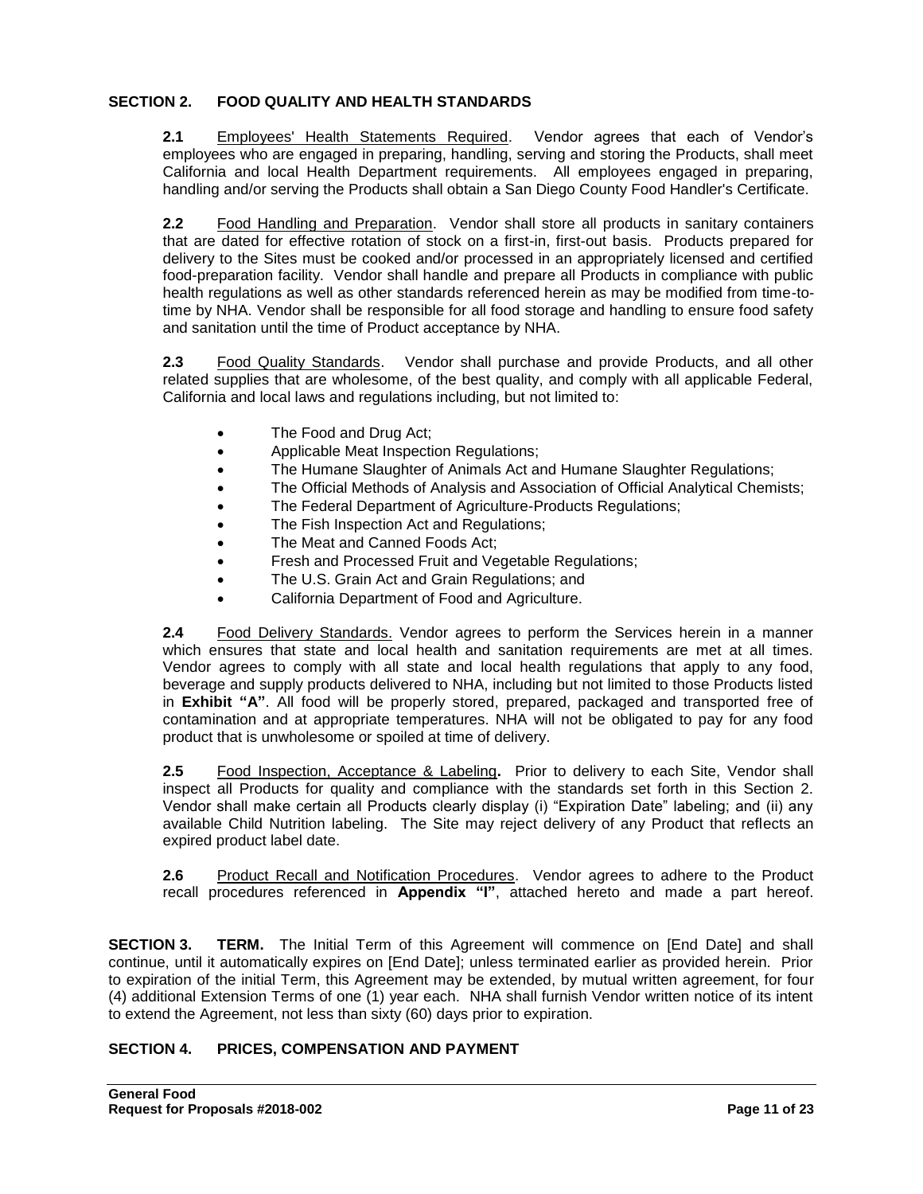## SECTION 2. FOOD QUALITY AND HEALTH STANDARDS

**2.1** Employees' Health Statements Required. Vendor agrees that each of Vendor's employees who are engaged in preparing, handling, serving and storing the Products, shall meet California and local Health Department requirements. All employees engaged in preparing, handling and/or serving the Products shall obtain a San Diego County Food Handler's Certificate.

**2.2** Food Handling and Preparation. Vendor shall store all products in sanitary containers that are dated for effective rotation of stock on a first-in, first-out basis. Products prepared for delivery to the Sites must be cooked and/or processed in an appropriately licensed and certified food-preparation facility. Vendor shall handle and prepare all Products in compliance with public health regulations as well as other standards referenced herein as may be modified from time-to-time by NHA. Vendor shall be responsible for all food storage and handling to ensure food safety and sanitation until the time of Product acceptance by NHA.

**2.3** Food Quality Standards. Vendor shall purchase and provide Products, and all other related supplies that are wholesome, of the best quality, and comply with all applicable Federal, California and local laws and regulations including, but not limited to:

- The Food and Drug Act;
- Applicable Meat Inspection Regulations;
- The Humane Slaughter of Animals Act and Humane Slaughter Regulations;
- The Official Methods of Analysis and Association of Official Analytical Chemists;
- The Federal Department of Agriculture-Products Regulations;
- The Fish Inspection Act and Regulations;
- The Meat and Canned Foods Act;
- Fresh and Processed Fruit and Vegetable Regulations;
- The U.S. Grain Act and Grain Regulations; and
- California Department of Food and Agriculture.

**2.4** Food Delivery Standards. Vendor agrees to perform the Services herein in a manner which ensures that state and local health and sanitation requirements are met at all times. Vendor agrees to comply with all state and local health regulations that apply to any food, beverage and supply products delivered to NHA, including but not limited to those Products listed in **Exhibit "A"**. All food will be properly stored, prepared, packaged and transported free of contamination and at appropriate temperatures. NHA will not be obligated to pay for any food product that is unwholesome or spoiled at time of delivery.

**2.5** Food Inspection, Acceptance & Labeling**.** Prior to delivery to each Site, Vendor shall inspect all Products for quality and compliance with the standards set forth in this Section 2. Vendor shall make certain all Products clearly display (i) "Expiration Date" labeling; and (ii) any available Child Nutrition labeling. The Site may reject delivery of any Product that reflects an expired product label date.

**2.6** Product Recall and Notification Procedures. Vendor agrees to adhere to the Product recall procedures referenced in **Appendix "I"**, attached hereto and made a part hereof.

**SECTION 3. TERM.** The Initial Term of this Agreement will commence on [End Date] and shall continue, until it automatically expires on [End Date]; unless terminated earlier as provided herein. Prior to expiration of the initial Term, this Agreement may be extended, by mutual written agreement, for four (4) additional Extension Terms of one (1) year each. NHA shall furnish Vendor written notice of its intent to extend the Agreement, not less than sixty (60) days prior to expiration.

## SECTION 4. PRICES, COMPENSATION AND PAYMENT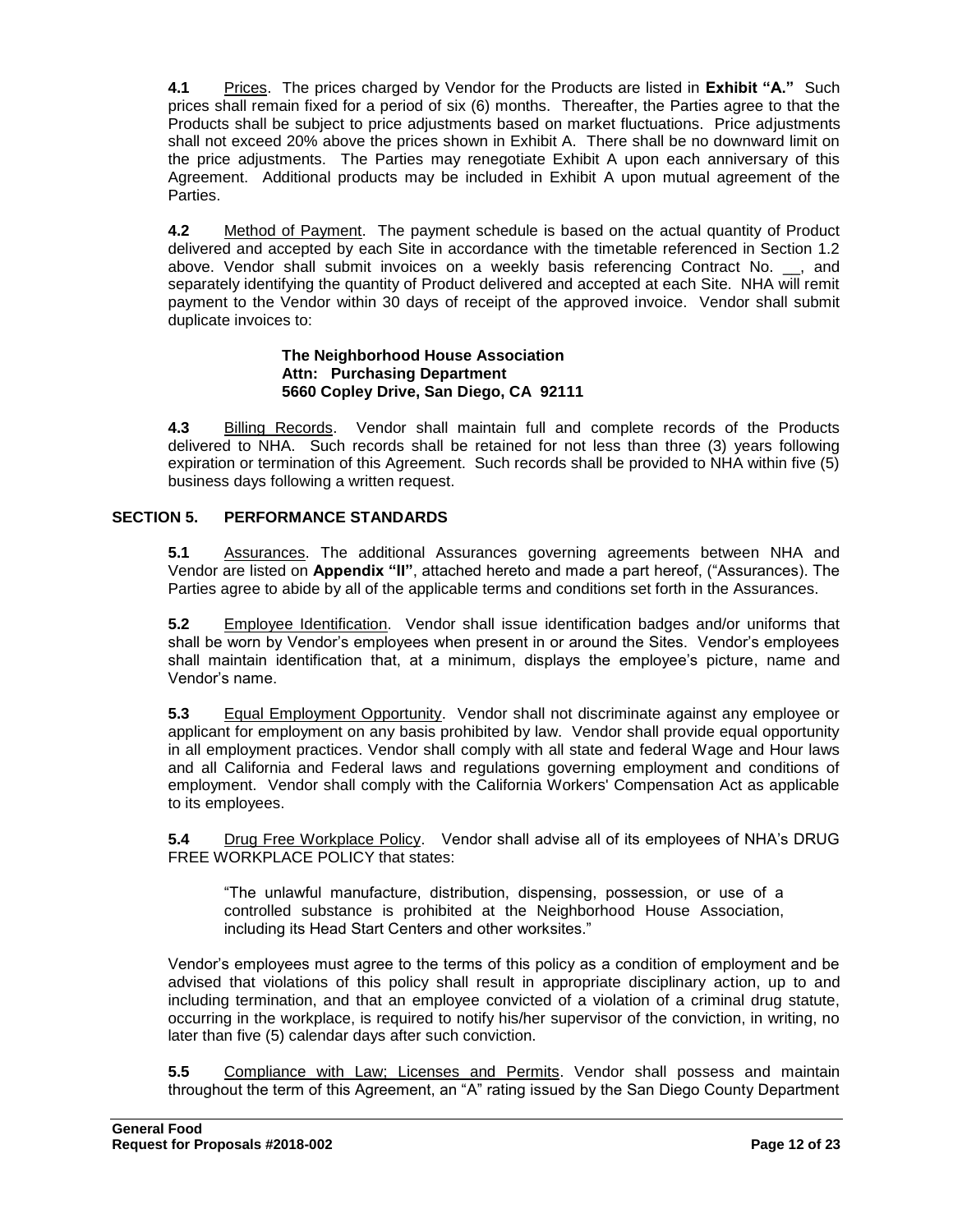**4.1** Prices. The prices charged by Vendor for the Products are listed in **Exhibit "A."** Such prices shall remain fixed for a period of six (6) months. Thereafter, the Parties agree to that the Products shall be subject to price adjustments based on market fluctuations. Price adjustments shall not exceed 20% above the prices shown in Exhibit A. There shall be no downward limit on the price adjustments. The Parties may renegotiate Exhibit A upon each anniversary of this Agreement. Additional products may be included in Exhibit A upon mutual agreement of the Parties.

**4.2** Method of Payment. The payment schedule is based on the actual quantity of Product delivered and accepted by each Site in accordance with the timetable referenced in Section 1.2 above. Vendor shall submit invoices on a weekly basis referencing Contract No. __, and separately identifying the quantity of Product delivered and accepted at each Site. NHA will remit payment to the Vendor within 30 days of receipt of the approved invoice. Vendor shall submit duplicate invoices to:

> **The Neighborhood House Association**
> **Attn: Purchasing Department**
> **5660 Copley Drive, San Diego, CA 92111**

**4.3** Billing Records. Vendor shall maintain full and complete records of the Products delivered to NHA. Such records shall be retained for not less than three (3) years following expiration or termination of this Agreement. Such records shall be provided to NHA within five (5) business days following a written request.

## SECTION 5. PERFORMANCE STANDARDS

**5.1** Assurances. The additional Assurances governing agreements between NHA and Vendor are listed on **Appendix "II"**, attached hereto and made a part hereof, ("Assurances). The Parties agree to abide by all of the applicable terms and conditions set forth in the Assurances.

**5.2** Employee Identification. Vendor shall issue identification badges and/or uniforms that shall be worn by Vendor's employees when present in or around the Sites. Vendor's employees shall maintain identification that, at a minimum, displays the employee's picture, name and Vendor's name.

**5.3** Equal Employment Opportunity. Vendor shall not discriminate against any employee or applicant for employment on any basis prohibited by law. Vendor shall provide equal opportunity in all employment practices. Vendor shall comply with all state and federal Wage and Hour laws and all California and Federal laws and regulations governing employment and conditions of employment. Vendor shall comply with the California Workers' Compensation Act as applicable to its employees.

**5.4** Drug Free Workplace Policy. Vendor shall advise all of its employees of NHA's DRUG FREE WORKPLACE POLICY that states:

> "The unlawful manufacture, distribution, dispensing, possession, or use of a controlled substance is prohibited at the Neighborhood House Association, including its Head Start Centers and other worksites."

Vendor's employees must agree to the terms of this policy as a condition of employment and be advised that violations of this policy shall result in appropriate disciplinary action, up to and including termination, and that an employee convicted of a violation of a criminal drug statute, occurring in the workplace, is required to notify his/her supervisor of the conviction, in writing, no later than five (5) calendar days after such conviction.

**5.5** Compliance with Law; Licenses and Permits. Vendor shall possess and maintain throughout the term of this Agreement, an "A" rating issued by the San Diego County Department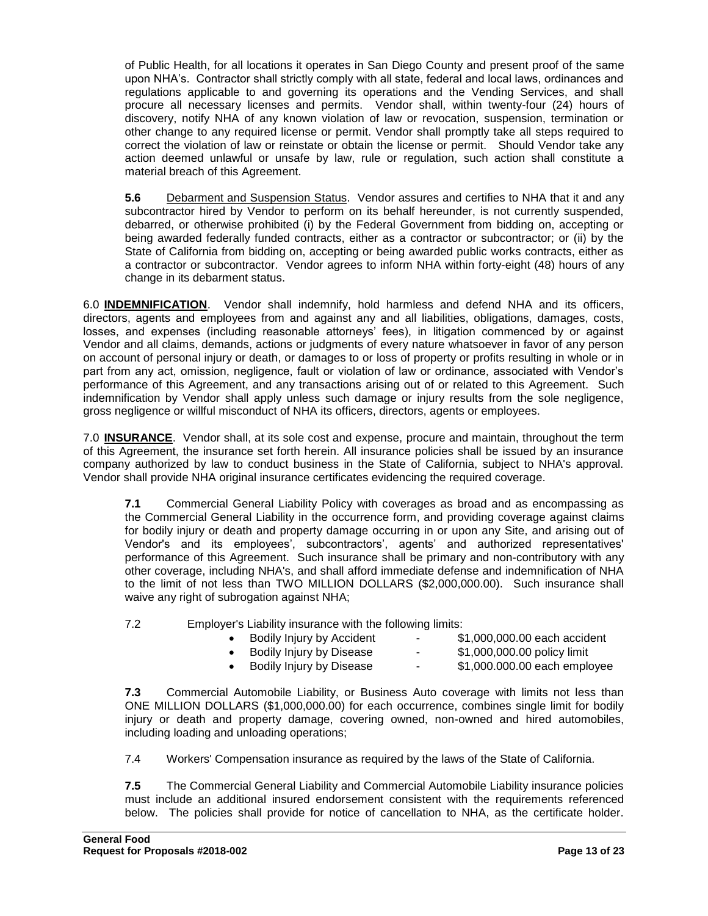of Public Health, for all locations it operates in San Diego County and present proof of the same upon NHA's. Contractor shall strictly comply with all state, federal and local laws, ordinances and regulations applicable to and governing its operations and the Vending Services, and shall procure all necessary licenses and permits. Vendor shall, within twenty-four (24) hours of discovery, notify NHA of any known violation of law or revocation, suspension, termination or other change to any required license or permit. Vendor shall promptly take all steps required to correct the violation of law or reinstate or obtain the license or permit. Should Vendor take any action deemed unlawful or unsafe by law, rule or regulation, such action shall constitute a material breach of this Agreement.

**5.6** Debarment and Suspension Status. Vendor assures and certifies to NHA that it and any subcontractor hired by Vendor to perform on its behalf hereunder, is not currently suspended, debarred, or otherwise prohibited (i) by the Federal Government from bidding on, accepting or being awarded federally funded contracts, either as a contractor or subcontractor; or (ii) by the State of California from bidding on, accepting or being awarded public works contracts, either as a contractor or subcontractor. Vendor agrees to inform NHA within forty-eight (48) hours of any change in its debarment status.

6.0 **INDEMNIFICATION**. Vendor shall indemnify, hold harmless and defend NHA and its officers, directors, agents and employees from and against any and all liabilities, obligations, damages, costs, losses, and expenses (including reasonable attorneys' fees), in litigation commenced by or against Vendor and all claims, demands, actions or judgments of every nature whatsoever in favor of any person on account of personal injury or death, or damages to or loss of property or profits resulting in whole or in part from any act, omission, negligence, fault or violation of law or ordinance, associated with Vendor's performance of this Agreement, and any transactions arising out of or related to this Agreement. Such indemnification by Vendor shall apply unless such damage or injury results from the sole negligence, gross negligence or willful misconduct of NHA its officers, directors, agents or employees.

7.0 **INSURANCE**. Vendor shall, at its sole cost and expense, procure and maintain, throughout the term of this Agreement, the insurance set forth herein. All insurance policies shall be issued by an insurance company authorized by law to conduct business in the State of California, subject to NHA's approval. Vendor shall provide NHA original insurance certificates evidencing the required coverage.

**7.1** Commercial General Liability Policy with coverages as broad and as encompassing as the Commercial General Liability in the occurrence form, and providing coverage against claims for bodily injury or death and property damage occurring in or upon any Site, and arising out of Vendor's and its employees', subcontractors', agents' and authorized representatives' performance of this Agreement. Such insurance shall be primary and non-contributory with any other coverage, including NHA's, and shall afford immediate defense and indemnification of NHA to the limit of not less than TWO MILLION DOLLARS ($2,000,000.00). Such insurance shall waive any right of subrogation against NHA;

7.2 Employer's Liability insurance with the following limits:

- Bodily Injury by Accident - $1,000,000.00 each accident
- Bodily Injury by Disease - $1,000,000.00 policy limit
- Bodily Injury by Disease - $1,000.000.00 each employee

**7.3** Commercial Automobile Liability, or Business Auto coverage with limits not less than ONE MILLION DOLLARS ($1,000,000.00) for each occurrence, combines single limit for bodily injury or death and property damage, covering owned, non-owned and hired automobiles, including loading and unloading operations;

7.4 Workers' Compensation insurance as required by the laws of the State of California.

**7.5** The Commercial General Liability and Commercial Automobile Liability insurance policies must include an additional insured endorsement consistent with the requirements referenced below. The policies shall provide for notice of cancellation to NHA, as the certificate holder.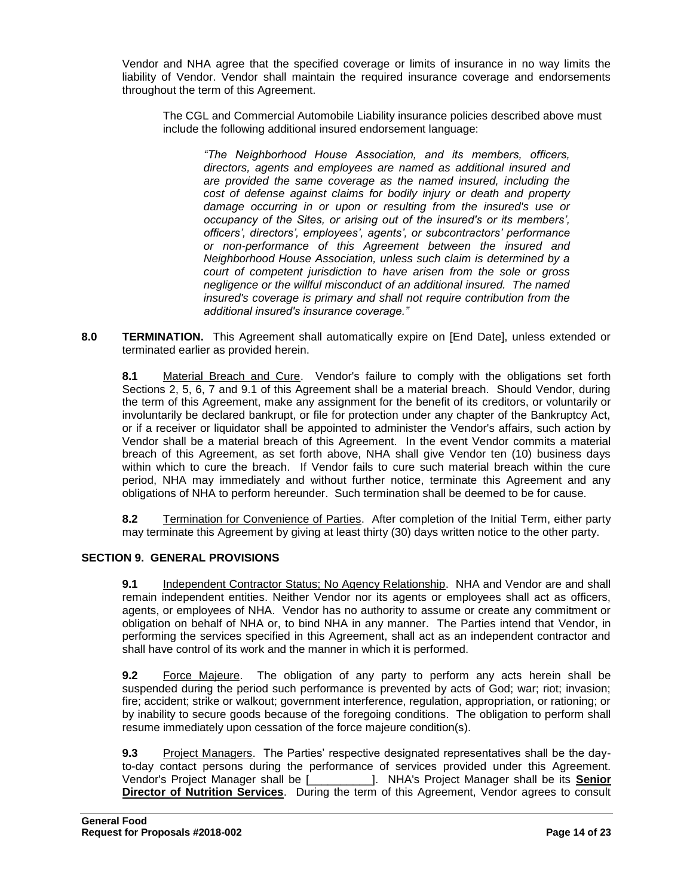Vendor and NHA agree that the specified coverage or limits of insurance in no way limits the liability of Vendor. Vendor shall maintain the required insurance coverage and endorsements throughout the term of this Agreement.

The CGL and Commercial Automobile Liability insurance policies described above must include the following additional insured endorsement language:

> *"The Neighborhood House Association, and its members, officers, directors, agents and employees are named as additional insured and are provided the same coverage as the named insured, including the cost of defense against claims for bodily injury or death and property damage occurring in or upon or resulting from the insured's use or occupancy of the Sites, or arising out of the insured's or its members', officers', directors', employees', agents', or subcontractors' performance or non-performance of this Agreement between the insured and Neighborhood House Association, unless such claim is determined by a court of competent jurisdiction to have arisen from the sole or gross negligence or the willful misconduct of an additional insured. The named insured's coverage is primary and shall not require contribution from the additional insured's insurance coverage."*

**8.0 TERMINATION.** This Agreement shall automatically expire on [End Date], unless extended or terminated earlier as provided herein.

**8.1** Material Breach and Cure. Vendor's failure to comply with the obligations set forth Sections 2, 5, 6, 7 and 9.1 of this Agreement shall be a material breach. Should Vendor, during the term of this Agreement, make any assignment for the benefit of its creditors, or voluntarily or involuntarily be declared bankrupt, or file for protection under any chapter of the Bankruptcy Act, or if a receiver or liquidator shall be appointed to administer the Vendor's affairs, such action by Vendor shall be a material breach of this Agreement. In the event Vendor commits a material breach of this Agreement, as set forth above, NHA shall give Vendor ten (10) business days within which to cure the breach. If Vendor fails to cure such material breach within the cure period, NHA may immediately and without further notice, terminate this Agreement and any obligations of NHA to perform hereunder. Such termination shall be deemed to be for cause.

**8.2** Termination for Convenience of Parties. After completion of the Initial Term, either party may terminate this Agreement by giving at least thirty (30) days written notice to the other party.

## SECTION 9. GENERAL PROVISIONS

**9.1** Independent Contractor Status; No Agency Relationship. NHA and Vendor are and shall remain independent entities. Neither Vendor nor its agents or employees shall act as officers, agents, or employees of NHA. Vendor has no authority to assume or create any commitment or obligation on behalf of NHA or, to bind NHA in any manner. The Parties intend that Vendor, in performing the services specified in this Agreement, shall act as an independent contractor and shall have control of its work and the manner in which it is performed.

**9.2** Force Majeure. The obligation of any party to perform any acts herein shall be suspended during the period such performance is prevented by acts of God; war; riot; invasion; fire; accident; strike or walkout; government interference, regulation, appropriation, or rationing; or by inability to secure goods because of the foregoing conditions. The obligation to perform shall resume immediately upon cessation of the force majeure condition(s).

**9.3** Project Managers. The Parties' respective designated representatives shall be the day-to-day contact persons during the performance of services provided under this Agreement. Vendor's Project Manager shall be [__________]. NHA's Project Manager shall be its **Senior Director of Nutrition Services**. During the term of this Agreement, Vendor agrees to consult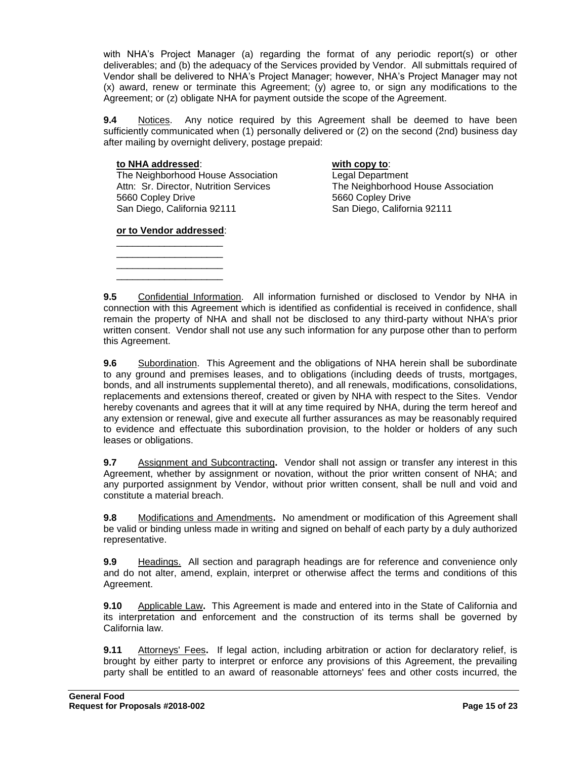with NHA's Project Manager (a) regarding the format of any periodic report(s) or other deliverables; and (b) the adequacy of the Services provided by Vendor. All submittals required of Vendor shall be delivered to NHA's Project Manager; however, NHA's Project Manager may not (x) award, renew or terminate this Agreement; (y) agree to, or sign any modifications to the Agreement; or (z) obligate NHA for payment outside the scope of the Agreement.

**9.4** Notices. Any notice required by this Agreement shall be deemed to have been sufficiently communicated when (1) personally delivered or (2) on the second (2nd) business day after mailing by overnight delivery, postage prepaid:

**to NHA addressed**:
The Neighborhood House Association
Attn: Sr. Director, Nutrition Services
5660 Copley Drive
San Diego, California 92111

**with copy to**:
Legal Department
The Neighborhood House Association
5660 Copley Drive
San Diego, California 92111

**or to Vendor addressed**:
____________________
____________________
____________________
____________________

**9.5** Confidential Information. All information furnished or disclosed to Vendor by NHA in connection with this Agreement which is identified as confidential is received in confidence, shall remain the property of NHA and shall not be disclosed to any third-party without NHA's prior written consent. Vendor shall not use any such information for any purpose other than to perform this Agreement.

**9.6** Subordination. This Agreement and the obligations of NHA herein shall be subordinate to any ground and premises leases, and to obligations (including deeds of trusts, mortgages, bonds, and all instruments supplemental thereto), and all renewals, modifications, consolidations, replacements and extensions thereof, created or given by NHA with respect to the Sites. Vendor hereby covenants and agrees that it will at any time required by NHA, during the term hereof and any extension or renewal, give and execute all further assurances as may be reasonably required to evidence and effectuate this subordination provision, to the holder or holders of any such leases or obligations.

**9.7** Assignment and Subcontracting**.** Vendor shall not assign or transfer any interest in this Agreement, whether by assignment or novation, without the prior written consent of NHA; and any purported assignment by Vendor, without prior written consent, shall be null and void and constitute a material breach.

**9.8** Modifications and Amendments**.** No amendment or modification of this Agreement shall be valid or binding unless made in writing and signed on behalf of each party by a duly authorized representative.

**9.9** Headings. All section and paragraph headings are for reference and convenience only and do not alter, amend, explain, interpret or otherwise affect the terms and conditions of this Agreement.

**9.10** Applicable Law**.** This Agreement is made and entered into in the State of California and its interpretation and enforcement and the construction of its terms shall be governed by California law.

**9.11** Attorneys' Fees**.** If legal action, including arbitration or action for declaratory relief, is brought by either party to interpret or enforce any provisions of this Agreement, the prevailing party shall be entitled to an award of reasonable attorneys' fees and other costs incurred, the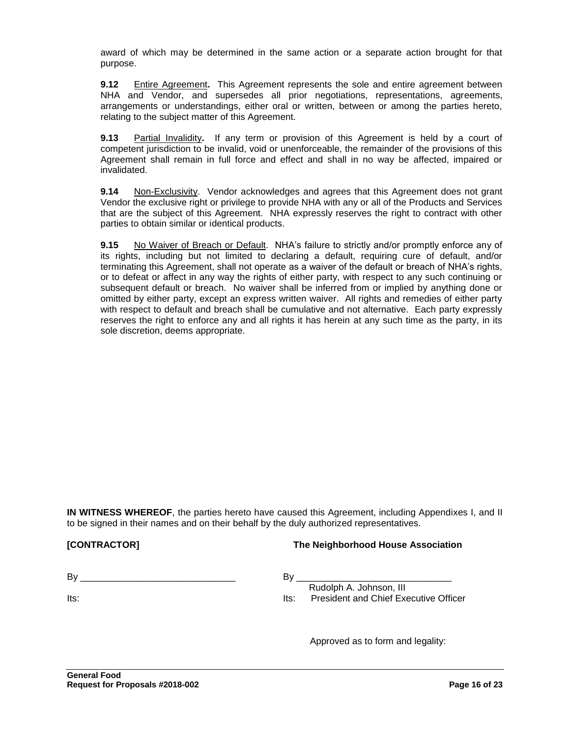award of which may be determined in the same action or a separate action brought for that purpose.

**9.12** Entire Agreement**.** This Agreement represents the sole and entire agreement between NHA and Vendor, and supersedes all prior negotiations, representations, agreements, arrangements or understandings, either oral or written, between or among the parties hereto, relating to the subject matter of this Agreement.

**9.13** Partial Invalidity**.** If any term or provision of this Agreement is held by a court of competent jurisdiction to be invalid, void or unenforceable, the remainder of the provisions of this Agreement shall remain in full force and effect and shall in no way be affected, impaired or invalidated.

**9.14** Non-Exclusivity. Vendor acknowledges and agrees that this Agreement does not grant Vendor the exclusive right or privilege to provide NHA with any or all of the Products and Services that are the subject of this Agreement. NHA expressly reserves the right to contract with other parties to obtain similar or identical products.

**9.15** No Waiver of Breach or Default. NHA's failure to strictly and/or promptly enforce any of its rights, including but not limited to declaring a default, requiring cure of default, and/or terminating this Agreement, shall not operate as a waiver of the default or breach of NHA's rights, or to defeat or affect in any way the rights of either party, with respect to any such continuing or subsequent default or breach. No waiver shall be inferred from or implied by anything done or omitted by either party, except an express written waiver. All rights and remedies of either party with respect to default and breach shall be cumulative and not alternative. Each party expressly reserves the right to enforce any and all rights it has herein at any such time as the party, in its sole discretion, deems appropriate.

**IN WITNESS WHEREOF**, the parties hereto have caused this Agreement, including Appendixes I, and II to be signed in their names and on their behalf by the duly authorized representatives.

**[CONTRACTOR]**

By ______________________________

Its:

**The Neighborhood House Association**

By ______________________________
Rudolph A. Johnson, III

Its: President and Chief Executive Officer

Approved as to form and legality:

**General Food**
**Request for Proposals #2018-002**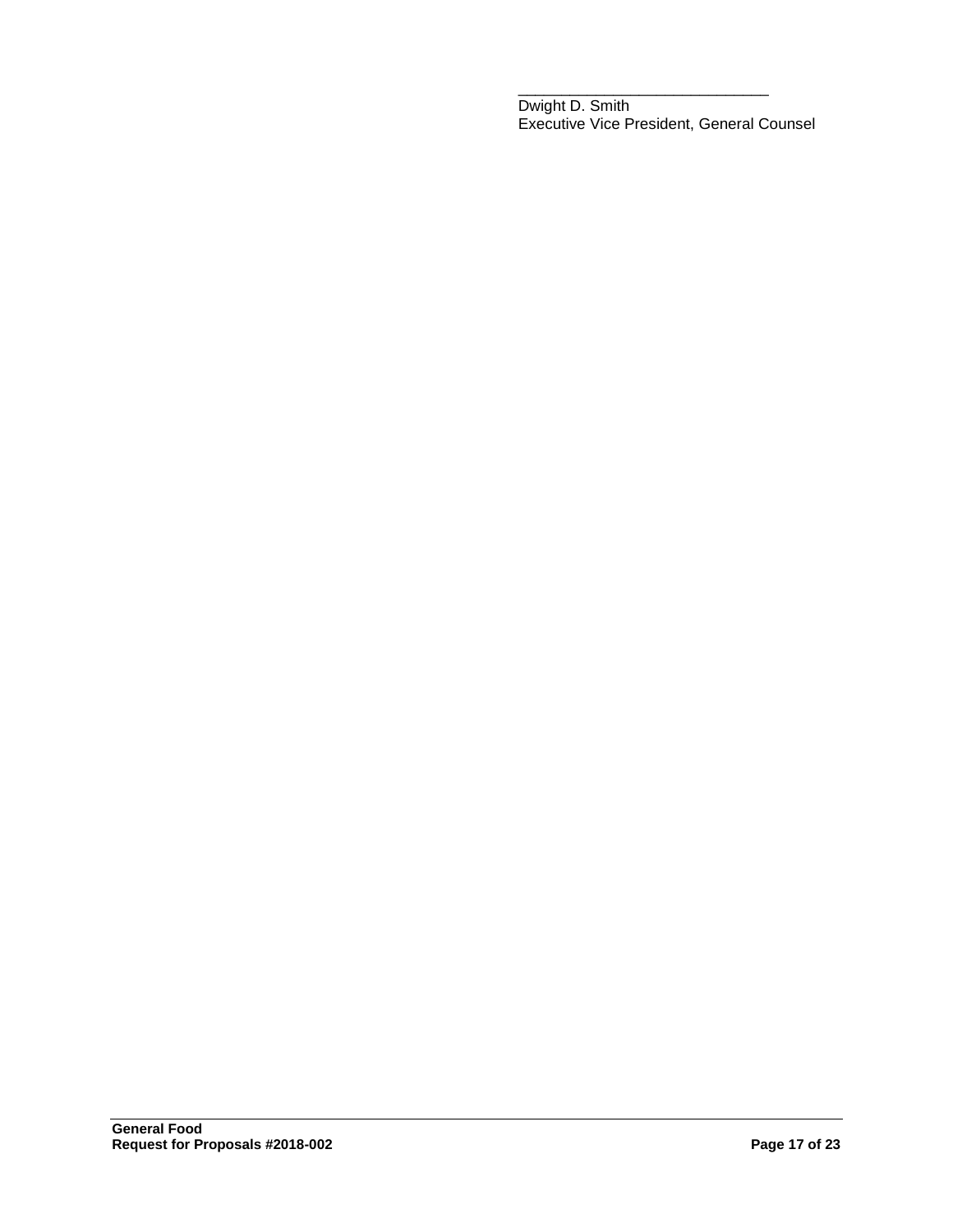\_\_\_\_\_\_\_\_\_\_\_\_\_\_\_\_\_\_\_\_\_\_\_\_\_\_\_\_\_\_

Dwight D. Smith  
Executive Vice President, General Counsel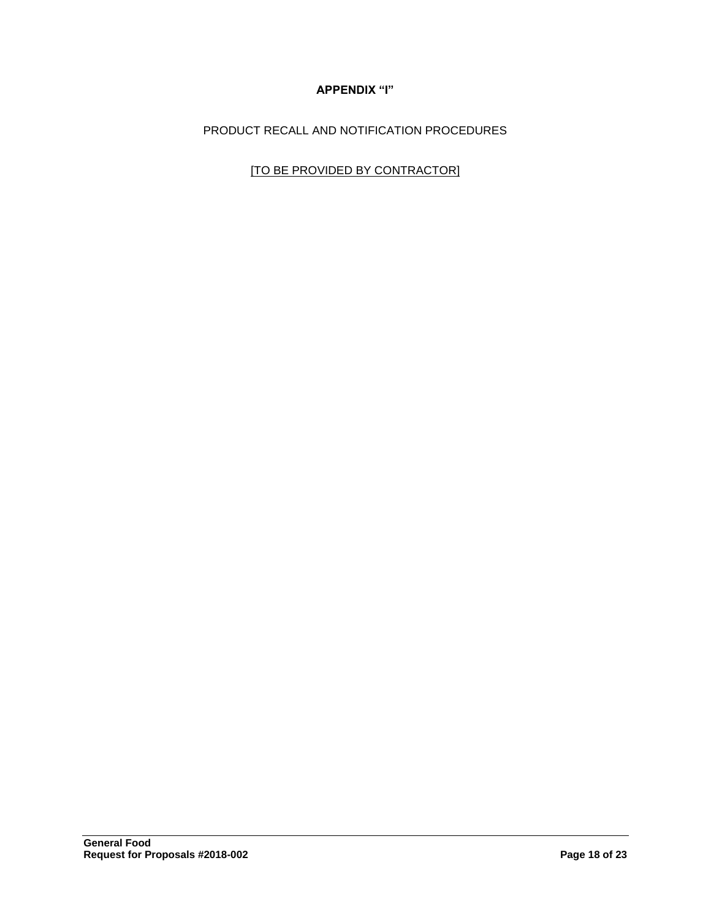# APPENDIX "I"

PRODUCT RECALL AND NOTIFICATION PROCEDURES

[TO BE PROVIDED BY CONTRACTOR]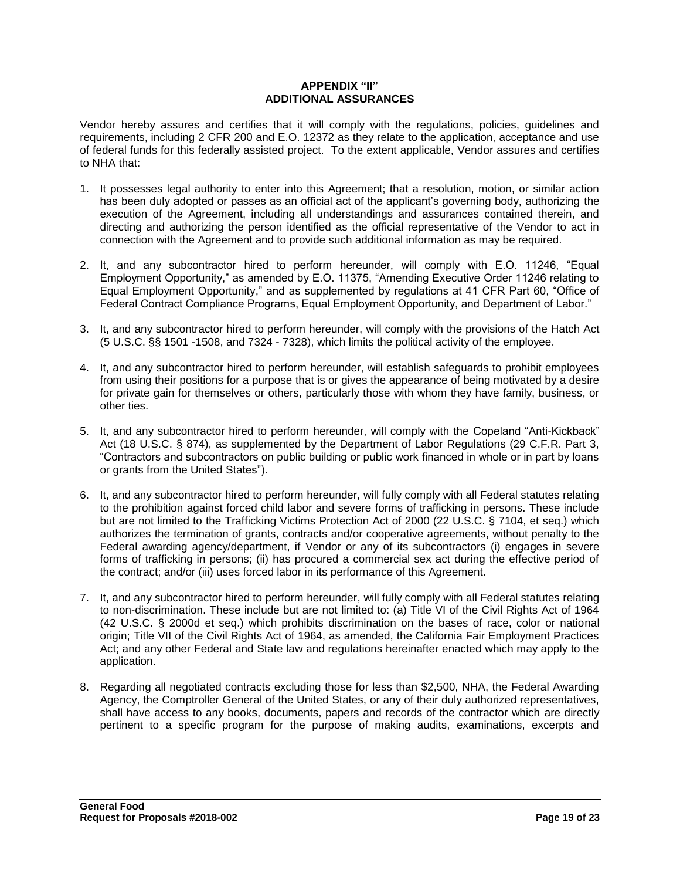**APPENDIX "II"**
**ADDITIONAL ASSURANCES**

Vendor hereby assures and certifies that it will comply with the regulations, policies, guidelines and requirements, including 2 CFR 200 and E.O. 12372 as they relate to the application, acceptance and use of federal funds for this federally assisted project. To the extent applicable, Vendor assures and certifies to NHA that:

1. It possesses legal authority to enter into this Agreement; that a resolution, motion, or similar action has been duly adopted or passes as an official act of the applicant's governing body, authorizing the execution of the Agreement, including all understandings and assurances contained therein, and directing and authorizing the person identified as the official representative of the Vendor to act in connection with the Agreement and to provide such additional information as may be required.

2. It, and any subcontractor hired to perform hereunder, will comply with E.O. 11246, "Equal Employment Opportunity," as amended by E.O. 11375, "Amending Executive Order 11246 relating to Equal Employment Opportunity," and as supplemented by regulations at 41 CFR Part 60, "Office of Federal Contract Compliance Programs, Equal Employment Opportunity, and Department of Labor."

3. It, and any subcontractor hired to perform hereunder, will comply with the provisions of the Hatch Act (5 U.S.C. §§ 1501 -1508, and 7324 - 7328), which limits the political activity of the employee.

4. It, and any subcontractor hired to perform hereunder, will establish safeguards to prohibit employees from using their positions for a purpose that is or gives the appearance of being motivated by a desire for private gain for themselves or others, particularly those with whom they have family, business, or other ties.

5. It, and any subcontractor hired to perform hereunder, will comply with the Copeland "Anti-Kickback" Act (18 U.S.C. § 874), as supplemented by the Department of Labor Regulations (29 C.F.R. Part 3, "Contractors and subcontractors on public building or public work financed in whole or in part by loans or grants from the United States").

6. It, and any subcontractor hired to perform hereunder, will fully comply with all Federal statutes relating to the prohibition against forced child labor and severe forms of trafficking in persons. These include but are not limited to the Trafficking Victims Protection Act of 2000 (22 U.S.C. § 7104, et seq.) which authorizes the termination of grants, contracts and/or cooperative agreements, without penalty to the Federal awarding agency/department, if Vendor or any of its subcontractors (i) engages in severe forms of trafficking in persons; (ii) has procured a commercial sex act during the effective period of the contract; and/or (iii) uses forced labor in its performance of this Agreement.

7. It, and any subcontractor hired to perform hereunder, will fully comply with all Federal statutes relating to non-discrimination. These include but are not limited to: (a) Title VI of the Civil Rights Act of 1964 (42 U.S.C. § 2000d et seq.) which prohibits discrimination on the bases of race, color or national origin; Title VII of the Civil Rights Act of 1964, as amended, the California Fair Employment Practices Act; and any other Federal and State law and regulations hereinafter enacted which may apply to the application.

8. Regarding all negotiated contracts excluding those for less than $2,500, NHA, the Federal Awarding Agency, the Comptroller General of the United States, or any of their duly authorized representatives, shall have access to any books, documents, papers and records of the contractor which are directly pertinent to a specific program for the purpose of making audits, examinations, excerpts and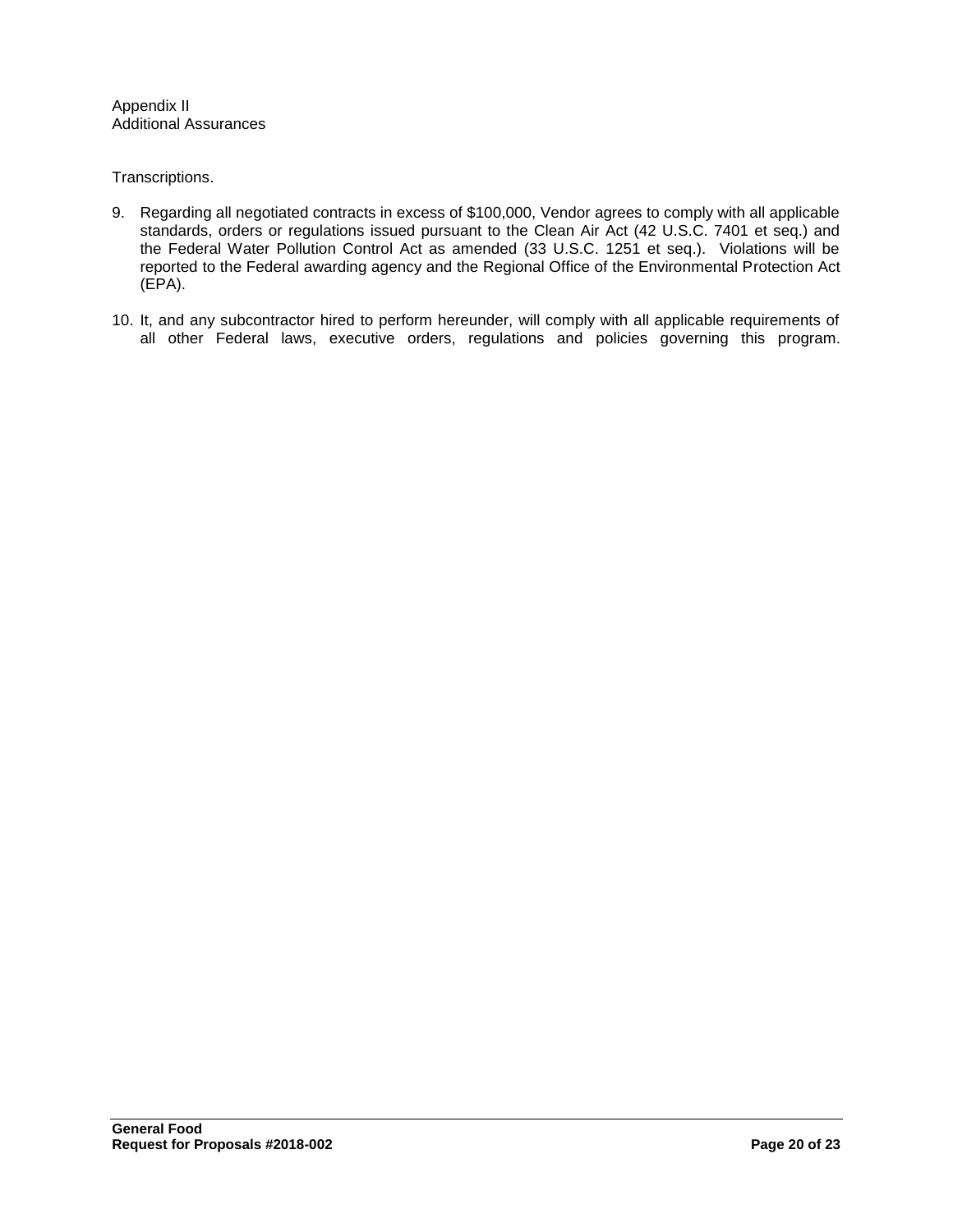Appendix II
Additional Assurances

Transcriptions.

9. Regarding all negotiated contracts in excess of $100,000, Vendor agrees to comply with all applicable standards, orders or regulations issued pursuant to the Clean Air Act (42 U.S.C. 7401 et seq.) and the Federal Water Pollution Control Act as amended (33 U.S.C. 1251 et seq.). Violations will be reported to the Federal awarding agency and the Regional Office of the Environmental Protection Act (EPA).

10. It, and any subcontractor hired to perform hereunder, will comply with all applicable requirements of all other Federal laws, executive orders, regulations and policies governing this program.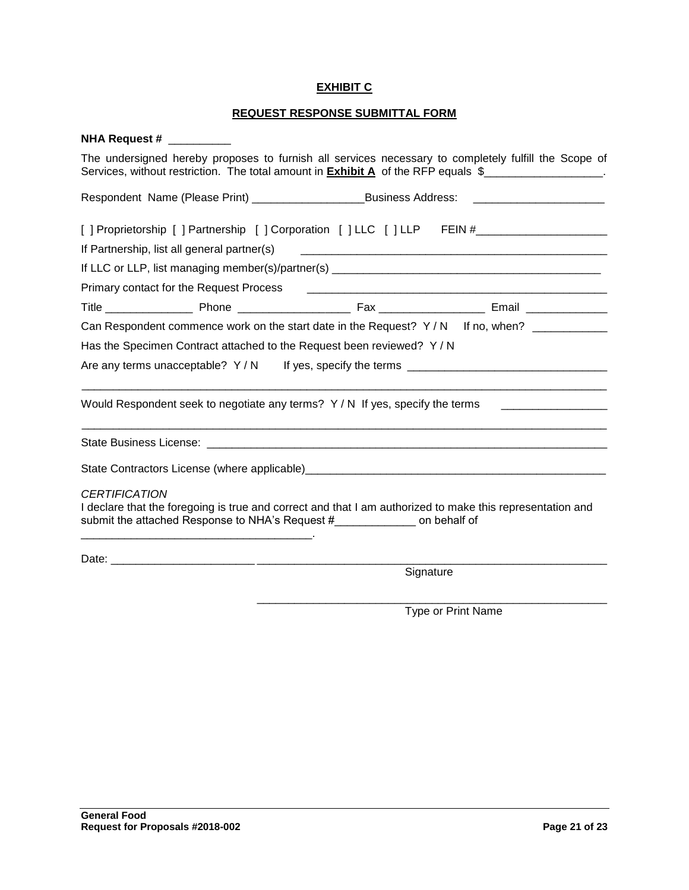## EXHIBIT C

## REQUEST RESPONSE SUBMITTAL FORM

**NHA Request #** __________

The undersigned hereby proposes to furnish all services necessary to completely fulfill the Scope of Services, without restriction. The total amount in **Exhibit A** of the RFP equals $___________________.

Respondent Name (Please Print) __________________Business Address: _____________________

[ ] Proprietorship [ ] Partnership [ ] Corporation [ ] LLC [ ] LLP FEIN #_____________________

If Partnership, list all general partner(s) _________________________________________________

If LLC or LLP, list managing member(s)/partner(s) ___________________________________________

Primary contact for the Request Process _________________________________________________

Title ______________ Phone __________________ Fax _________________ Email _____________

Can Respondent commence work on the start date in the Request? Y / N If no, when? ____________

Has the Specimen Contract attached to the Request been reviewed? Y / N

Are any terms unacceptable? Y / N If yes, specify the terms _______________________________

_____________________________________________________________________________________

Would Respondent seek to negotiate any terms? Y / N If yes, specify the terms _________________

_____________________________________________________________________________________

State Business License: ______________________________________________________________

State Contractors License (where applicable)_________________________________________________

*CERTIFICATION*

I declare that the foregoing is true and correct and that I am authorized to make this representation and submit the attached Response to NHA's Request #_____________ on behalf of _____________________________________.

Date: _______________________ ___________________________________________________________

Signature

___________________________________________________________

Type or Print Name

**General Food**
**Request for Proposals #2018-002**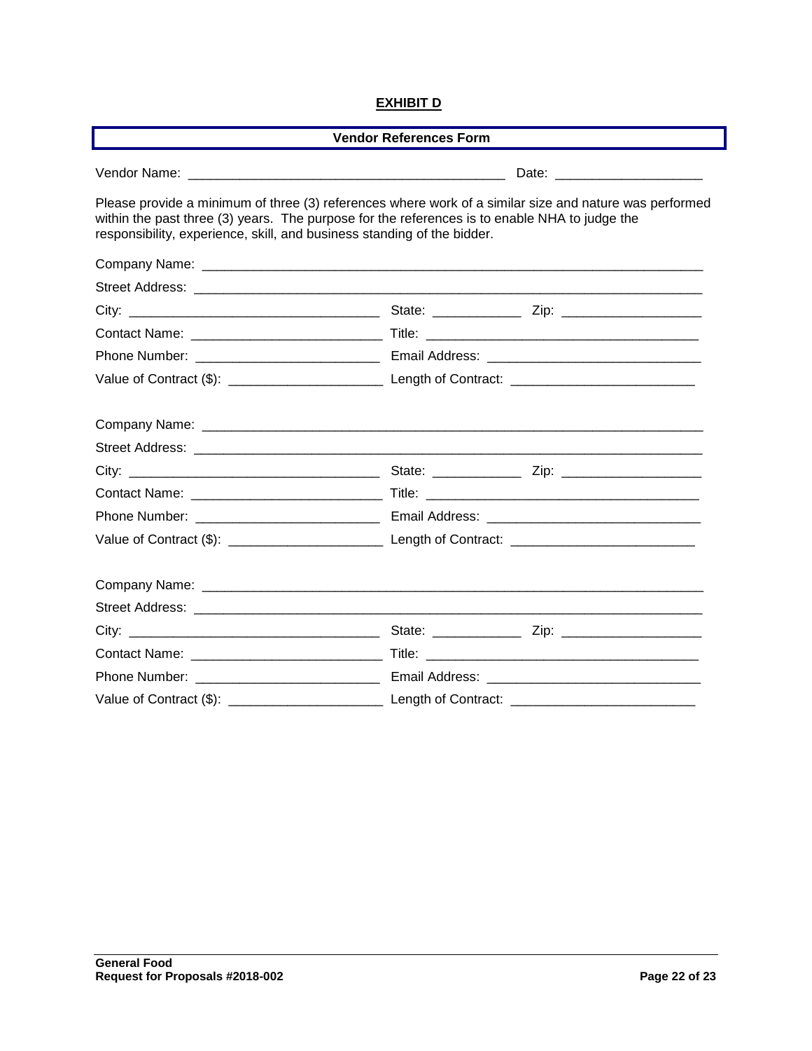**EXHIBIT D**

**Vendor References Form**

Vendor Name: ____________________________________________ Date: ____________________

Please provide a minimum of three (3) references where work of a similar size and nature was performed within the past three (3) years. The purpose for the references is to enable NHA to judge the responsibility, experience, skill, and business standing of the bidder.

Company Name: ______________________________________________________________________

Street Address: ______________________________________________________________________

City: __________________________________ State: ____________ Zip: ___________________

Contact Name: _________________________ Title: _____________________________________

Phone Number: ________________________ Email Address: _____________________________

Value of Contract ($): _____________________ Length of Contract: _________________________

Company Name: ______________________________________________________________________

Street Address: ______________________________________________________________________

City: __________________________________ State: ____________ Zip: ___________________

Contact Name: _________________________ Title: _____________________________________

Phone Number: ________________________ Email Address: _____________________________

Value of Contract ($): _____________________ Length of Contract: _________________________

Company Name: ______________________________________________________________________

Street Address: ______________________________________________________________________

City: __________________________________ State: ____________ Zip: ___________________

Contact Name: _________________________ Title: _____________________________________

Phone Number: ________________________ Email Address: _____________________________

Value of Contract ($): _____________________ Length of Contract: _________________________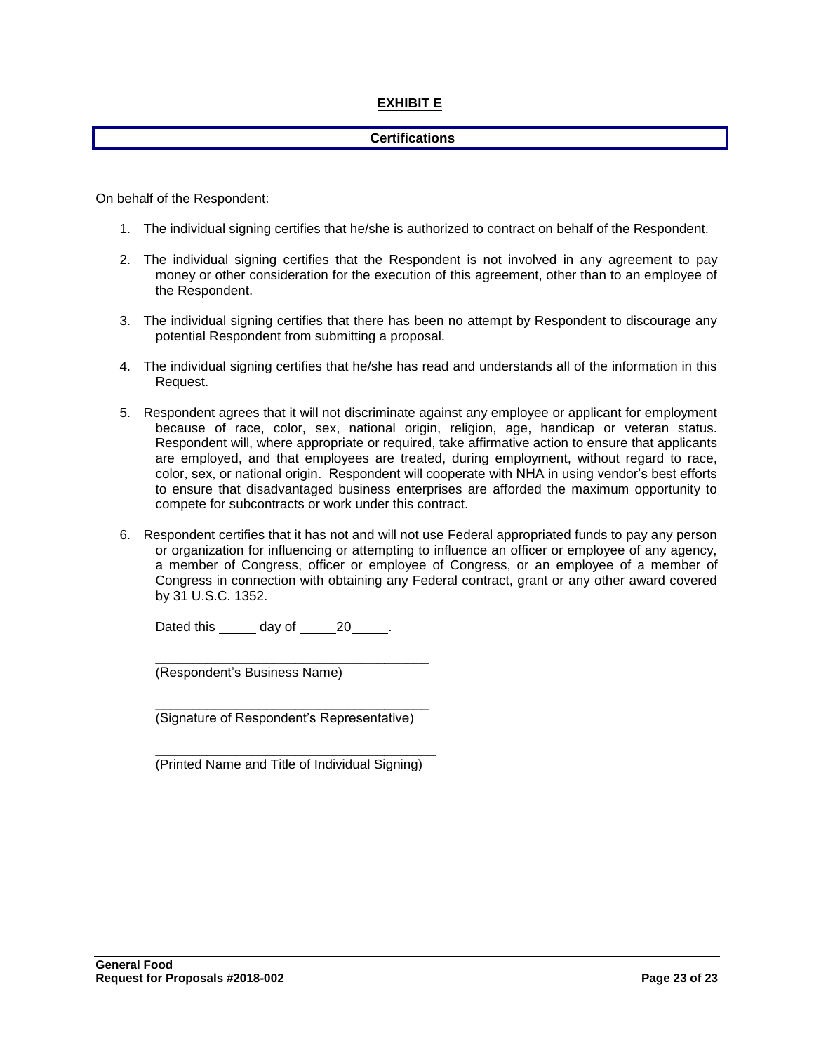## EXHIBIT E

### Certifications

On behalf of the Respondent:

1. The individual signing certifies that he/she is authorized to contract on behalf of the Respondent.

2. The individual signing certifies that the Respondent is not involved in any agreement to pay money or other consideration for the execution of this agreement, other than to an employee of the Respondent.

3. The individual signing certifies that there has been no attempt by Respondent to discourage any potential Respondent from submitting a proposal.

4. The individual signing certifies that he/she has read and understands all of the information in this Request.

5. Respondent agrees that it will not discriminate against any employee or applicant for employment because of race, color, sex, national origin, religion, age, handicap or veteran status. Respondent will, where appropriate or required, take affirmative action to ensure that applicants are employed, and that employees are treated, during employment, without regard to race, color, sex, or national origin. Respondent will cooperate with NHA in using vendor's best efforts to ensure that disadvantaged business enterprises are afforded the maximum opportunity to compete for subcontracts or work under this contract.

6. Respondent certifies that it has not and will not use Federal appropriated funds to pay any person or organization for influencing or attempting to influence an officer or employee of any agency, a member of Congress, officer or employee of Congress, or an employee of a member of Congress in connection with obtaining any Federal contract, grant or any other award covered by 31 U.S.C. 1352.

Dated this _____ day of _____ 20_____.

_____________________________________
(Respondent's Business Name)

_____________________________________
(Signature of Respondent's Representative)

_____________________________________
(Printed Name and Title of Individual Signing)